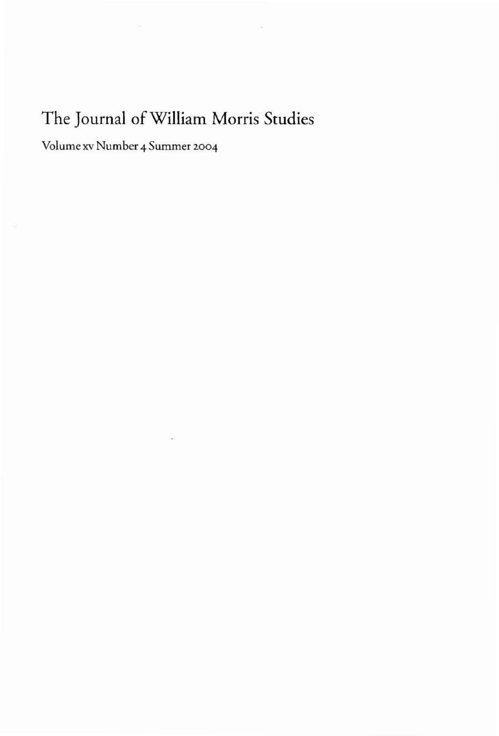# The Journal of William Morris Studies

Volume xv Number 4 Summer 2004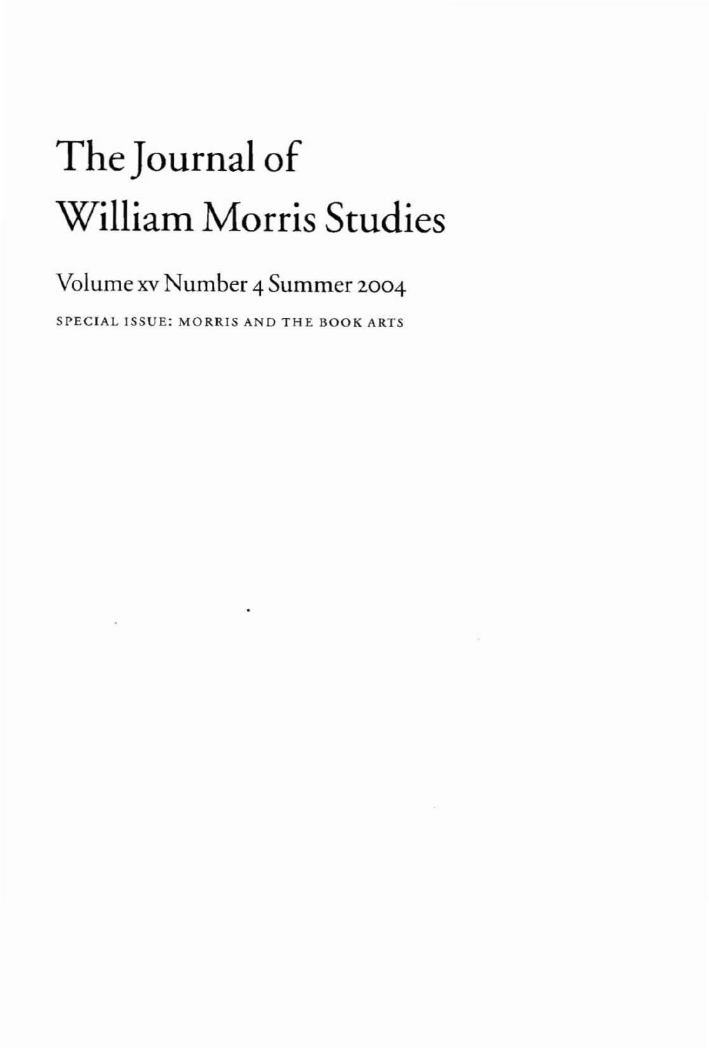# The Journal of William Morris Studies

Volume xv Number 4 Summer 2004

SPECIAL ISSUE: MORRIS AND THE BOOK ARTS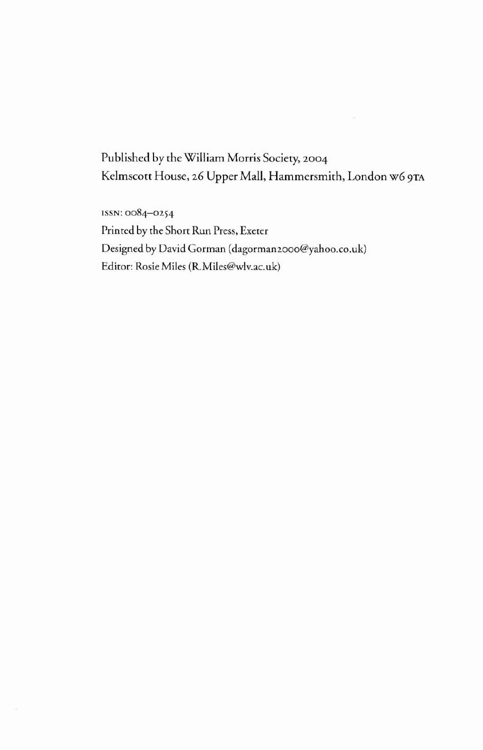Published by the William Morris Society, 2004
Kelmscott House, 26 Upper Mall, Hammersmith, London W6 9TA

ISSN: 0084–0254
Printed by the Short Run Press, Exeter
Designed by David Gorman (dagorman2000@yahoo.co.uk)
Editor: Rosie Miles (R.Miles@wlv.ac.uk)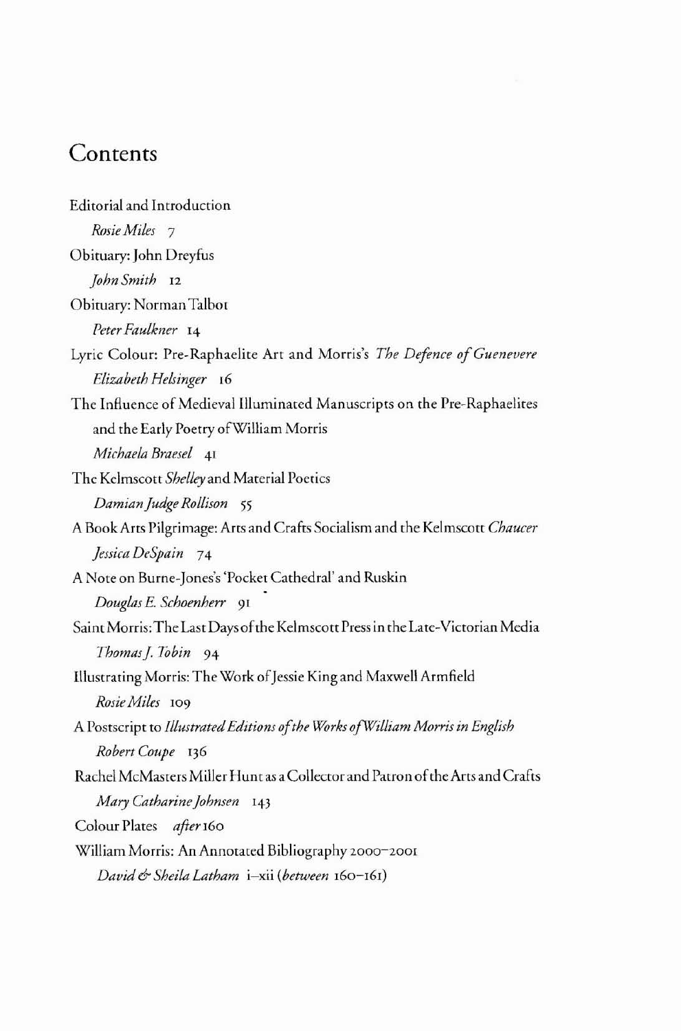# Contents

Editorial and Introduction
*Rosie Miles* 7

Obituary: John Dreyfus
*John Smith* 12

Obituary: Norman Talbot
*Peter Faulkner* 14

Lyric Colour: Pre-Raphaelite Art and Morris's *The Defence of Guenevere*
*Elizabeth Helsinger* 16

The Influence of Medieval Illuminated Manuscripts on the Pre-Raphaelites and the Early Poetry of William Morris
*Michaela Braesel* 41

The Kelmscott *Shelley* and Material Poetics
*Damian Judge Rollison* 55

A Book Arts Pilgrimage: Arts and Crafts Socialism and the Kelmscott *Chaucer*
*Jessica DeSpain* 74

A Note on Burne-Jones's 'Pocket Cathedral' and Ruskin
*Douglas E. Schoenherr* 91

Saint Morris: The Last Days of the Kelmscott Press in the Late-Victorian Media
*Thomas J. Tobin* 94

Illustrating Morris: The Work of Jessie King and Maxwell Armfield
*Rosie Miles* 109

A Postscript to *Illustrated Editions of the Works of William Morris in English*
*Robert Coupe* 136

Rachel McMasters Miller Hunt as a Collector and Patron of the Arts and Crafts
*Mary Catharine Johnsen* 143

Colour Plates *after* 160

William Morris: An Annotated Bibliography 2000–2001
*David & Sheila Latham* i–xii (*between* 160–161)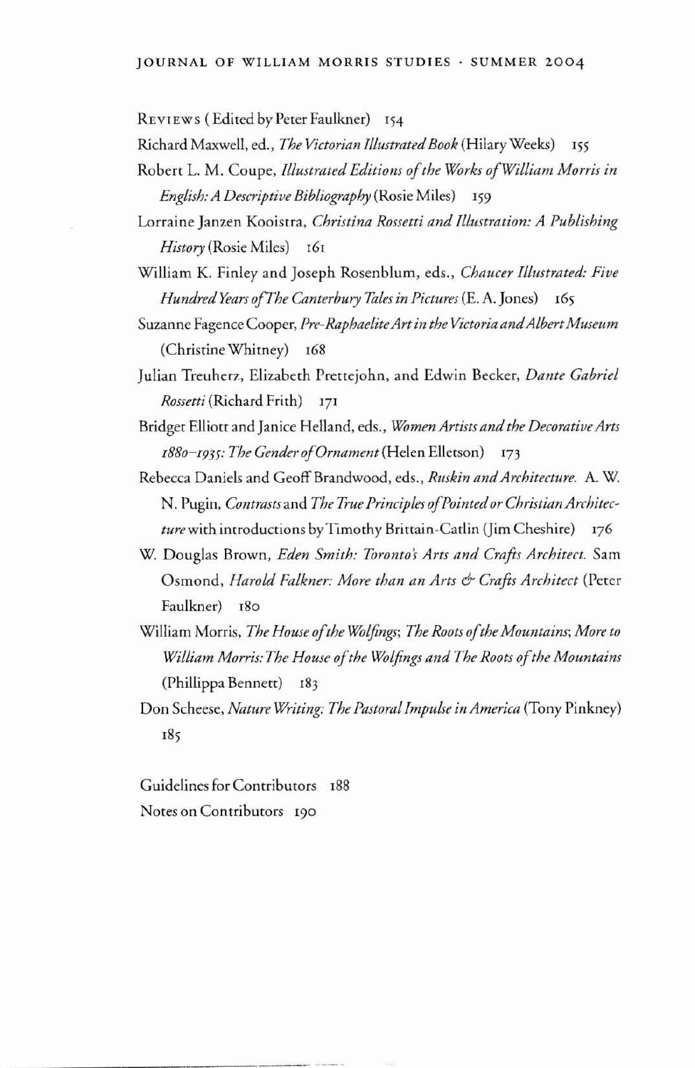Reviews (Edited by Peter Faulkner) 154

Richard Maxwell, ed., *The Victorian Illustrated Book* (Hilary Weeks) 155

Robert L. M. Coupe, *Illustrated Editions of the Works of William Morris in English: A Descriptive Bibliography* (Rosie Miles) 159

Lorraine Janzen Kooistra, *Christina Rossetti and Illustration: A Publishing History* (Rosie Miles) 161

William K. Finley and Joseph Rosenblum, eds., *Chaucer Illustrated: Five Hundred Years of The Canterbury Tales in Pictures* (E. A. Jones) 165

Suzanne Fagence Cooper, *Pre-Raphaelite Art in the Victoria and Albert Museum* (Christine Whitney) 168

Julian Treuherz, Elizabeth Prettejohn, and Edwin Becker, *Dante Gabriel Rossetti* (Richard Frith) 171

Bridget Elliott and Janice Helland, eds., *Women Artists and the Decorative Arts 1880–1935: The Gender of Ornament* (Helen Elletson) 173

Rebecca Daniels and Geoff Brandwood, eds., *Ruskin and Architecture*. A. W. N. Pugin, *Contrasts* and *The True Principles of Pointed or Christian Architecture* with introductions by Timothy Brittain-Catlin (Jim Cheshire) 176

W. Douglas Brown, *Eden Smith: Toronto's Arts and Crafts Architect*. Sam Osmond, *Harold Falkner: More than an Arts & Crafts Architect* (Peter Faulkner) 180

William Morris, *The House of the Wolfings*; *The Roots of the Mountains*; *More to William Morris: The House of the Wolfings and The Roots of the Mountains* (Phillippa Bennett) 183

Don Scheese, *Nature Writing: The Pastoral Impulse in America* (Tony Pinkney) 185

Guidelines for Contributors 188

Notes on Contributors 190